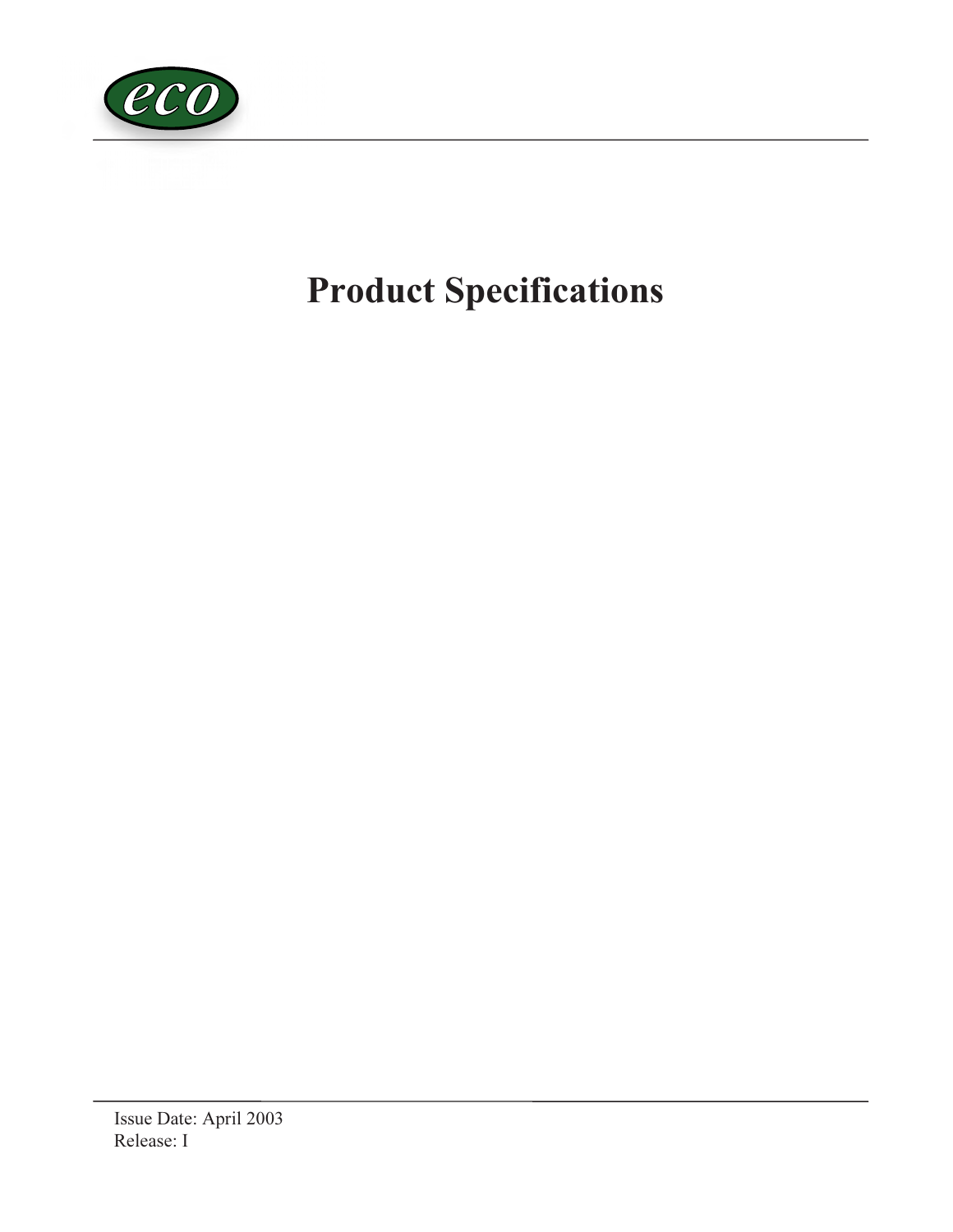eco

# Product Specifications

Issue Date: April 2003
Release: I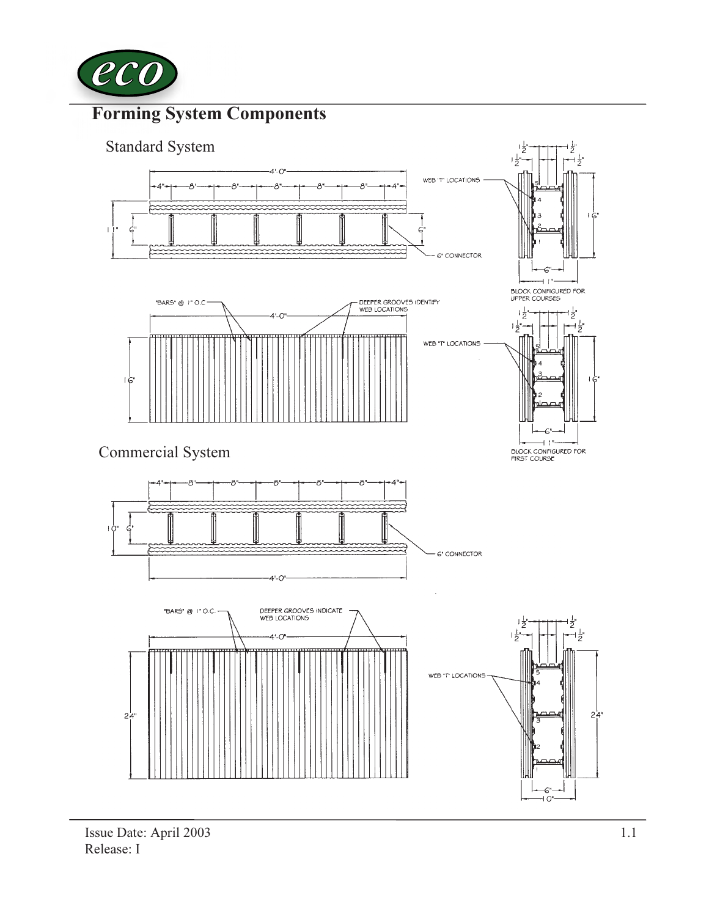# Forming System Components

## Standard System

4'-0"

4" — 8" — 8" — 8" — 8" — 8" — 4"

11" 6" 6"

WEB "T" LOCATIONS

6" CONNECTOR

$1\frac{1}{2}$" $1\frac{1}{2}$" $1\frac{1}{2}$" $1\frac{1}{2}$"

16"

6"

11"

BLOCK CONFIGURED FOR UPPER COURSES

"BARS" @ 1" O.C.

DEEPER GROOVES IDENTIFY WEB LOCATIONS

4'-0"

16"

WEB "T" LOCATIONS

$1\frac{1}{2}$" $1\frac{1}{2}$" $1\frac{1}{2}$" $1\frac{1}{2}$"

16"

6"

11"

BLOCK CONFIGURED FOR FIRST COURSE

## Commercial System

4" — 8" — 8" — 8" — 8" — 8" — 4"

10" 6"

6" CONNECTOR

4'-0"

"BARS" @ 1" O.C.

DEEPER GROOVES INDICATE WEB LOCATIONS

4'-0"

24"

WEB "T" LOCATIONS

$1\frac{1}{2}$" $1\frac{1}{2}$" $1\frac{1}{2}$" $1\frac{1}{2}$"

24"

6"

10"

Issue Date: April 2003
Release: I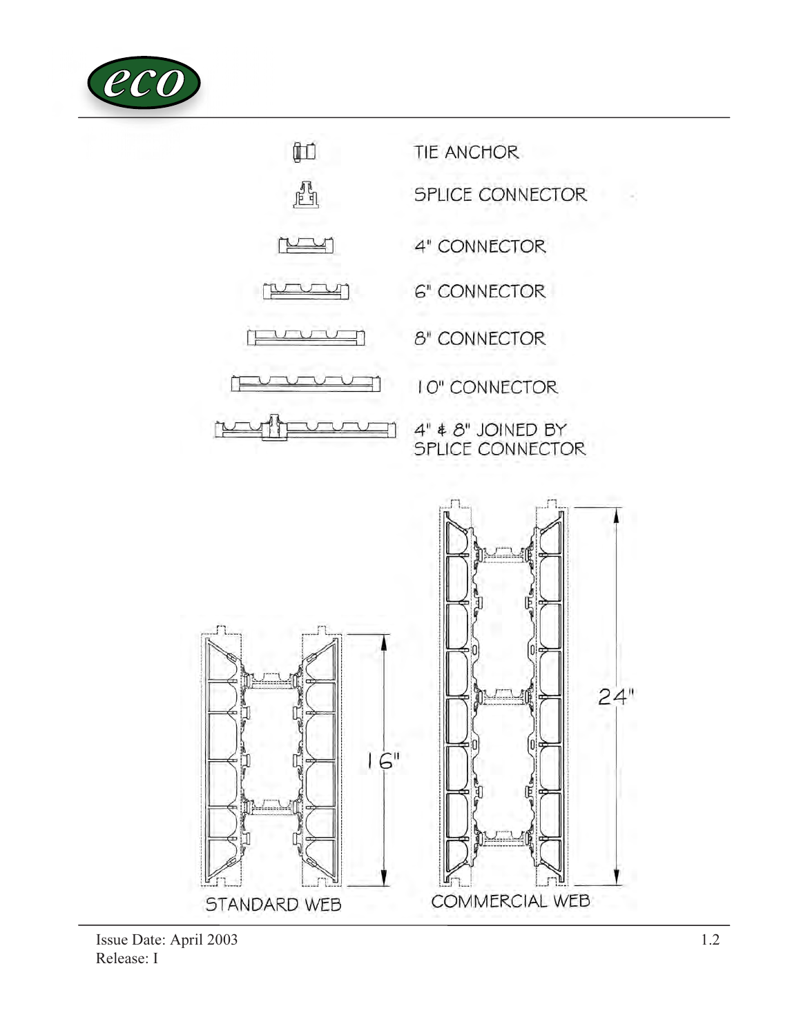TIE ANCHOR

SPLICE CONNECTOR

4" CONNECTOR

6" CONNECTOR

8" CONNECTOR

10" CONNECTOR

4" & 8" JOINED BY SPLICE CONNECTOR

16"

STANDARD WEB

24"

COMMERCIAL WEB

Issue Date: April 2003
Release: I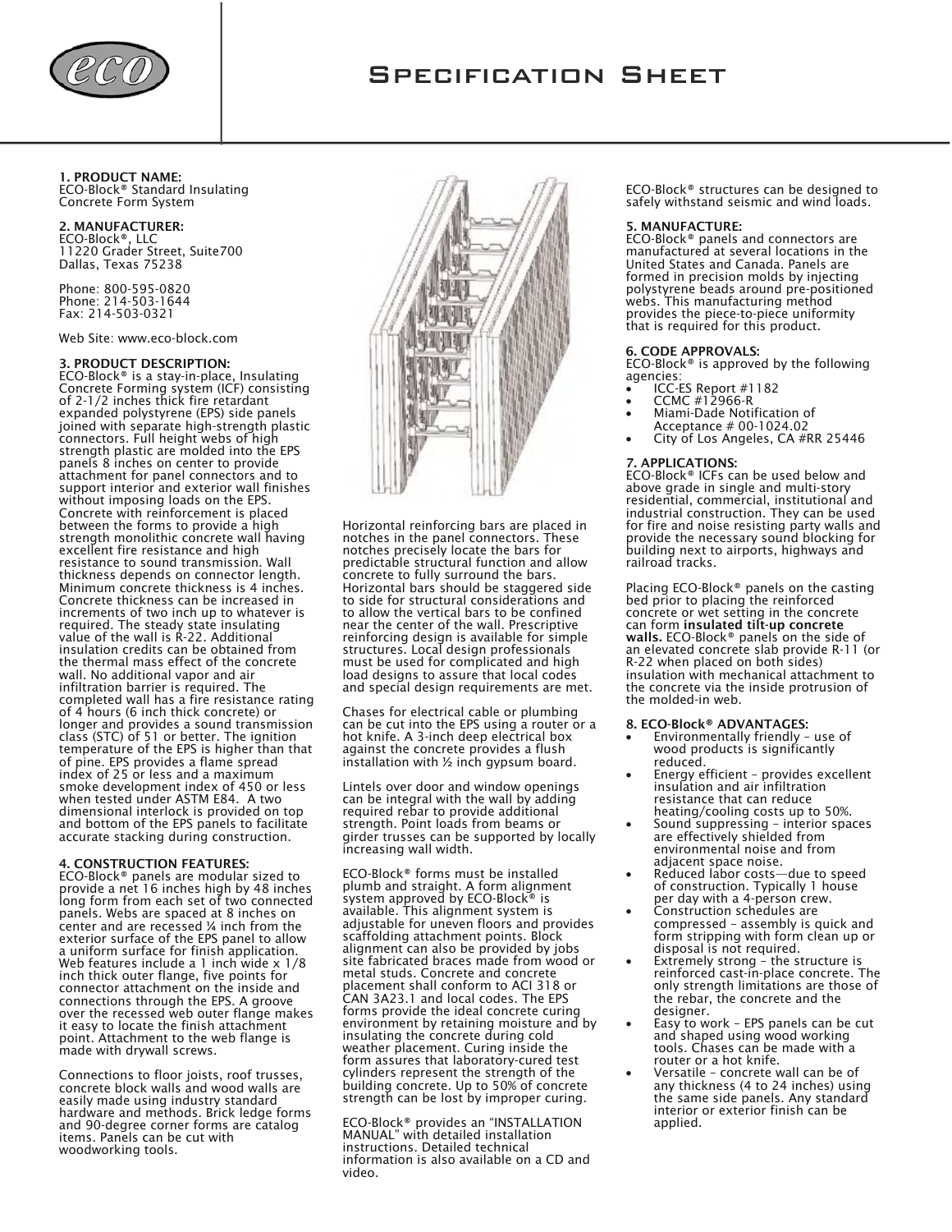# Specification Sheet

**1. PRODUCT NAME:**
ECO-Block® Standard Insulating Concrete Form System

**2. MANUFACTURER:**
ECO-Block®, LLC
11220 Grader Street, Suite700
Dallas, Texas 75238

Phone: 800-595-0820
Phone: 214-503-1644
Fax: 214-503-0321

Web Site: www.eco-block.com

**3. PRODUCT DESCRIPTION:**
ECO-Block® is a stay-in-place, Insulating Concrete Forming system (ICF) consisting of 2-1/2 inches thick fire retardant expanded polystyrene (EPS) side panels joined with separate high-strength plastic connectors. Full height webs of high strength plastic are molded into the EPS panels 8 inches on center to provide attachment for panel connectors and to support interior and exterior wall finishes without imposing loads on the EPS. Concrete with reinforcement is placed between the forms to provide a high strength monolithic concrete wall having excellent fire resistance and high resistance to sound transmission. Wall thickness depends on connector length. Minimum concrete thickness is 4 inches. Concrete thickness can be increased in increments of two inch up to whatever is required. The steady state insulating value of the wall is R-22. Additional insulation credits can be obtained from the thermal mass effect of the concrete wall. No additional vapor and air infiltration barrier is required. The completed wall has a fire resistance rating of 4 hours (6 inch thick concrete) or longer and provides a sound transmission class (STC) of 51 or better. The ignition temperature of the EPS is higher than that of pine. EPS provides a flame spread index of 25 or less and a maximum smoke development index of 450 or less when tested under ASTM E84. A two dimensional interlock is provided on top and bottom of the EPS panels to facilitate accurate stacking during construction.

**4. CONSTRUCTION FEATURES:**
ECO-Block® panels are modular sized to provide a net 16 inches high by 48 inches long form from each set of two connected panels. Webs are spaced at 8 inches on center and are recessed ¼ inch from the exterior surface of the EPS panel to allow a uniform surface for finish application. Web features include a 1 inch wide x 1/8 inch thick outer flange, five points for connector attachment on the inside and connections through the EPS. A groove over the recessed web outer flange makes it easy to locate the finish attachment point. Attachment to the web flange is made with drywall screws.

Connections to floor joists, roof trusses, concrete block walls and wood walls are easily made using industry standard hardware and methods. Brick ledge forms and 90-degree corner forms are catalog items. Panels can be cut with woodworking tools.

Horizontal reinforcing bars are placed in notches in the panel connectors. These notches precisely locate the bars for predictable structural function and allow concrete to fully surround the bars. Horizontal bars should be staggered side to side for structural considerations and to allow the vertical bars to be confined near the center of the wall. Prescriptive reinforcing design is available for simple structures. Local design professionals must be used for complicated and high load designs to assure that local codes and special design requirements are met.

Chases for electrical cable or plumbing can be cut into the EPS using a router or a hot knife. A 3-inch deep electrical box against the concrete provides a flush installation with ½ inch gypsum board.

Lintels over door and window openings can be integral with the wall by adding required rebar to provide additional strength. Point loads from beams or girder trusses can be supported by locally increasing wall width.

ECO-Block® forms must be installed plumb and straight. A form alignment system approved by ECO-Block® is available. This alignment system is adjustable for uneven floors and provides scaffolding attachment points. Block alignment can also be provided by jobs site fabricated braces made from wood or metal studs. Concrete and concrete placement shall conform to ACI 318 or CAN 3A23.1 and local codes. The EPS forms provide the ideal concrete curing environment by retaining moisture and by insulating the concrete during cold weather placement. Curing inside the form assures that laboratory-cured test cylinders represent the strength of the building concrete. Up to 50% of concrete strength can be lost by improper curing.

ECO-Block® provides an "INSTALLATION MANUAL" with detailed installation instructions. Detailed technical information is also available on a CD and video.

ECO-Block® structures can be designed to safely withstand seismic and wind loads.

**5. MANUFACTURE:**
ECO-Block® panels and connectors are manufactured at several locations in the United States and Canada. Panels are formed in precision molds by injecting polystyrene beads around pre-positioned webs. This manufacturing method provides the piece-to-piece uniformity that is required for this product.

**6. CODE APPROVALS:**
ECO-Block® is approved by the following agencies:

- ICC-ES Report #1182
- CCMC #12966-R
- Miami-Dade Notification of Acceptance # 00-1024.02
- City of Los Angeles, CA #RR 25446

**7. APPLICATIONS:**
ECO-Block® ICFs can be used below and above grade in single and multi-story residential, commercial, institutional and industrial construction. They can be used for fire and noise resisting party walls and provide the necessary sound blocking for building next to airports, highways and railroad tracks.

Placing ECO-Block® panels on the casting bed prior to placing the reinforced concrete or wet setting in the concrete can form **insulated tilt-up concrete walls.** ECO-Block® panels on the side of an elevated concrete slab provide R-11 (or R-22 when placed on both sides) insulation with mechanical attachment to the concrete via the inside protrusion of the molded-in web.

**8. ECO-Block® ADVANTAGES:**

- Environmentally friendly – use of wood products is significantly reduced.
- Energy efficient – provides excellent insulation and air infiltration resistance that can reduce heating/cooling costs up to 50%.
- Sound suppressing – interior spaces are effectively shielded from environmental noise and from adjacent space noise.
- Reduced labor costs—due to speed of construction. Typically 1 house per day with a 4-person crew.
- Construction schedules are compressed – assembly is quick and form stripping with form clean up or disposal is not required.
- Extremely strong – the structure is reinforced cast-in-place concrete. The only strength limitations are those of the rebar, the concrete and the designer.
- Easy to work – EPS panels can be cut and shaped using wood working tools. Chases can be made with a router or a hot knife.
- Versatile – concrete wall can be of any thickness (4 to 24 inches) using the same side panels. Any standard interior or exterior finish can be applied.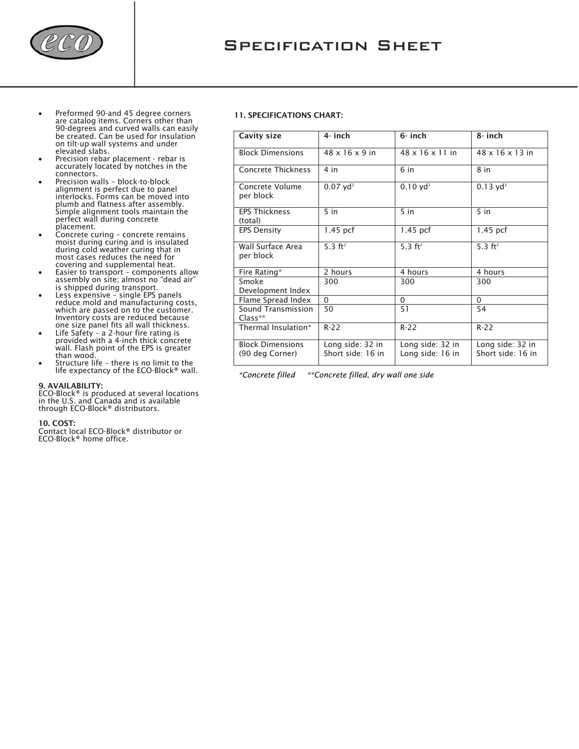# Specification Sheet

- Preformed 90-and 45 degree corners are catalog items. Corners other than 90-degrees and curved walls can easily be created. Can be used for insulation on tilt-up wall systems and under elevated slabs.
- Precision rebar placement - rebar is accurately located by notches in the connectors.
- Precision walls – block-to-block alignment is perfect due to panel interlocks. Forms can be moved into plumb and flatness after assembly. Simple alignment tools maintain the perfect wall during concrete placement.
- Concrete curing – concrete remains moist during curing and is insulated during cold weather curing that in most cases reduces the need for covering and supplemental heat.
- Easier to transport – components allow assembly on site; almost no "dead air" is shipped during transport.
- Less expensive – single EPS panels reduce mold and manufacturing costs, which are passed on to the customer. Inventory costs are reduced because one size panel fits all wall thickness.
- Life Safety – a 2-hour fire rating is provided with a 4-inch thick concrete wall. Flash point of the EPS is greater than wood.
- Structure life – there is no limit to the life expectancy of the ECO-Block® wall.

**9. AVAILABILITY:**
ECO-Block® is produced at several locations in the U.S. and Canada and is available through ECO-Block® distributors.

**10. COST:**
Contact local ECO-Block® distributor or ECO-Block® home office.

**11. SPECIFICATIONS CHART:**

| Cavity size | 4- inch | 6- inch | 8- inch |
|---|---|---|---|
| Block Dimensions | 48 x 16 x 9 in | 48 x 16 x 11 in | 48 x 16 x 13 in |
| Concrete Thickness | 4 in | 6 in | 8 in |
| Concrete Volume per block | 0.07 $yd^3$ | 0.10 $yd^3$ | 0.13 $yd^3$ |
| EPS Thickness (total) | 5 in | 5 in | 5 in |
| EPS Density | 1.45 pcf | 1.45 pcf | 1.45 pcf |
| Wall Surface Area per block | 5.3 $ft^2$ | 5.3 $ft^2$ | 5.3 $ft^2$ |
| Fire Rating* | 2 hours | 4 hours | 4 hours |
| Smoke Development Index | 300 | 300 | 300 |
| Flame Spread Index | 0 | 0 | 0 |
| Sound Transmission Class** | 50 | 51 | 54 |
| Thermal Insulation* | R-22 | R-22 | R-22 |
| Block Dimensions (90 deg Corner) | Long side: 32 in Short side: 16 in | Long side: 32 in Long side: 16 in | Long side: 32 in Short side: 16 in |

*\*Concrete filled    \*\*Concrete filled, dry wall one side*